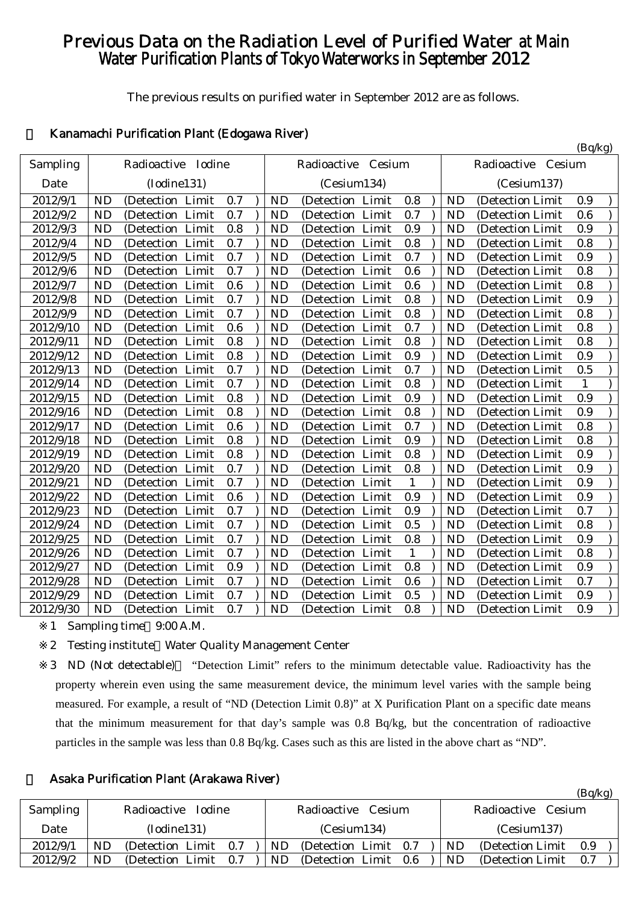# Previous Data on the Radiation Level of Purified Water at Main Water Purification Plants of Tokyo Waterworks in September 2012

The previous results on purified water in September 2012 are as follows.

## ・ Kanamachi Purification Plant (Edogawa River)

(Bq/kg)

| Sampling Date | Radioactive Iodine (Iodine131) | Radioactive Cesium (Cesium134) | Radioactive Cesium (Cesium137) |
|---|---|---|---|
| 2012/9/1 | ND (Detection Limit 0.7 ) | ND (Detection Limit 0.8 ) | ND (Detection Limit 0.9 ) |
| 2012/9/2 | ND (Detection Limit 0.7 ) | ND (Detection Limit 0.7 ) | ND (Detection Limit 0.6 ) |
| 2012/9/3 | ND (Detection Limit 0.8 ) | ND (Detection Limit 0.9 ) | ND (Detection Limit 0.9 ) |
| 2012/9/4 | ND (Detection Limit 0.7 ) | ND (Detection Limit 0.8 ) | ND (Detection Limit 0.8 ) |
| 2012/9/5 | ND (Detection Limit 0.7 ) | ND (Detection Limit 0.7 ) | ND (Detection Limit 0.9 ) |
| 2012/9/6 | ND (Detection Limit 0.7 ) | ND (Detection Limit 0.6 ) | ND (Detection Limit 0.8 ) |
| 2012/9/7 | ND (Detection Limit 0.6 ) | ND (Detection Limit 0.6 ) | ND (Detection Limit 0.8 ) |
| 2012/9/8 | ND (Detection Limit 0.7 ) | ND (Detection Limit 0.8 ) | ND (Detection Limit 0.9 ) |
| 2012/9/9 | ND (Detection Limit 0.7 ) | ND (Detection Limit 0.8 ) | ND (Detection Limit 0.8 ) |
| 2012/9/10 | ND (Detection Limit 0.6 ) | ND (Detection Limit 0.7 ) | ND (Detection Limit 0.8 ) |
| 2012/9/11 | ND (Detection Limit 0.8 ) | ND (Detection Limit 0.8 ) | ND (Detection Limit 0.8 ) |
| 2012/9/12 | ND (Detection Limit 0.8 ) | ND (Detection Limit 0.9 ) | ND (Detection Limit 0.9 ) |
| 2012/9/13 | ND (Detection Limit 0.7 ) | ND (Detection Limit 0.7 ) | ND (Detection Limit 0.5 ) |
| 2012/9/14 | ND (Detection Limit 0.7 ) | ND (Detection Limit 0.8 ) | ND (Detection Limit 1 ) |
| 2012/9/15 | ND (Detection Limit 0.8 ) | ND (Detection Limit 0.9 ) | ND (Detection Limit 0.9 ) |
| 2012/9/16 | ND (Detection Limit 0.8 ) | ND (Detection Limit 0.8 ) | ND (Detection Limit 0.9 ) |
| 2012/9/17 | ND (Detection Limit 0.6 ) | ND (Detection Limit 0.7 ) | ND (Detection Limit 0.8 ) |
| 2012/9/18 | ND (Detection Limit 0.8 ) | ND (Detection Limit 0.9 ) | ND (Detection Limit 0.8 ) |
| 2012/9/19 | ND (Detection Limit 0.8 ) | ND (Detection Limit 0.8 ) | ND (Detection Limit 0.9 ) |
| 2012/9/20 | ND (Detection Limit 0.7 ) | ND (Detection Limit 0.8 ) | ND (Detection Limit 0.9 ) |
| 2012/9/21 | ND (Detection Limit 0.7 ) | ND (Detection Limit 1 ) | ND (Detection Limit 0.9 ) |
| 2012/9/22 | ND (Detection Limit 0.6 ) | ND (Detection Limit 0.9 ) | ND (Detection Limit 0.9 ) |
| 2012/9/23 | ND (Detection Limit 0.7 ) | ND (Detection Limit 0.9 ) | ND (Detection Limit 0.7 ) |
| 2012/9/24 | ND (Detection Limit 0.7 ) | ND (Detection Limit 0.5 ) | ND (Detection Limit 0.8 ) |
| 2012/9/25 | ND (Detection Limit 0.7 ) | ND (Detection Limit 0.8 ) | ND (Detection Limit 0.9 ) |
| 2012/9/26 | ND (Detection Limit 0.7 ) | ND (Detection Limit 1 ) | ND (Detection Limit 0.8 ) |
| 2012/9/27 | ND (Detection Limit 0.9 ) | ND (Detection Limit 0.8 ) | ND (Detection Limit 0.9 ) |
| 2012/9/28 | ND (Detection Limit 0.7 ) | ND (Detection Limit 0.6 ) | ND (Detection Limit 0.7 ) |
| 2012/9/29 | ND (Detection Limit 0.7 ) | ND (Detection Limit 0.5 ) | ND (Detection Limit 0.9 ) |
| 2012/9/30 | ND (Detection Limit 0.7 ) | ND (Detection Limit 0.8 ) | ND (Detection Limit 0.9 ) |

※1 Sampling time：9:00 A.M.

※2 Testing institute：Water Quality Management Center

※3 ND (Not detectable)： "Detection Limit" refers to the minimum detectable value. Radioactivity has the property wherein even using the same measurement device, the minimum level varies with the sample being measured. For example, a result of "ND (Detection Limit 0.8)" at X Purification Plant on a specific date means that the minimum measurement for that day's sample was 0.8 Bq/kg, but the concentration of radioactive particles in the sample was less than 0.8 Bq/kg. Cases such as this are listed in the above chart as "ND".

## ・ Asaka Purification Plant (Arakawa River)

(Bq/kg)

| Sampling Date | Radioactive Iodine (Iodine131) | Radioactive Cesium (Cesium134) | Radioactive Cesium (Cesium137) |
|---|---|---|---|
| 2012/9/1 | ND (Detection Limit 0.7 ) | ND (Detection Limit 0.7 ) | ND (Detection Limit 0.9 ) |
| 2012/9/2 | ND (Detection Limit 0.7 ) | ND (Detection Limit 0.6 ) | ND (Detection Limit 0.7 ) |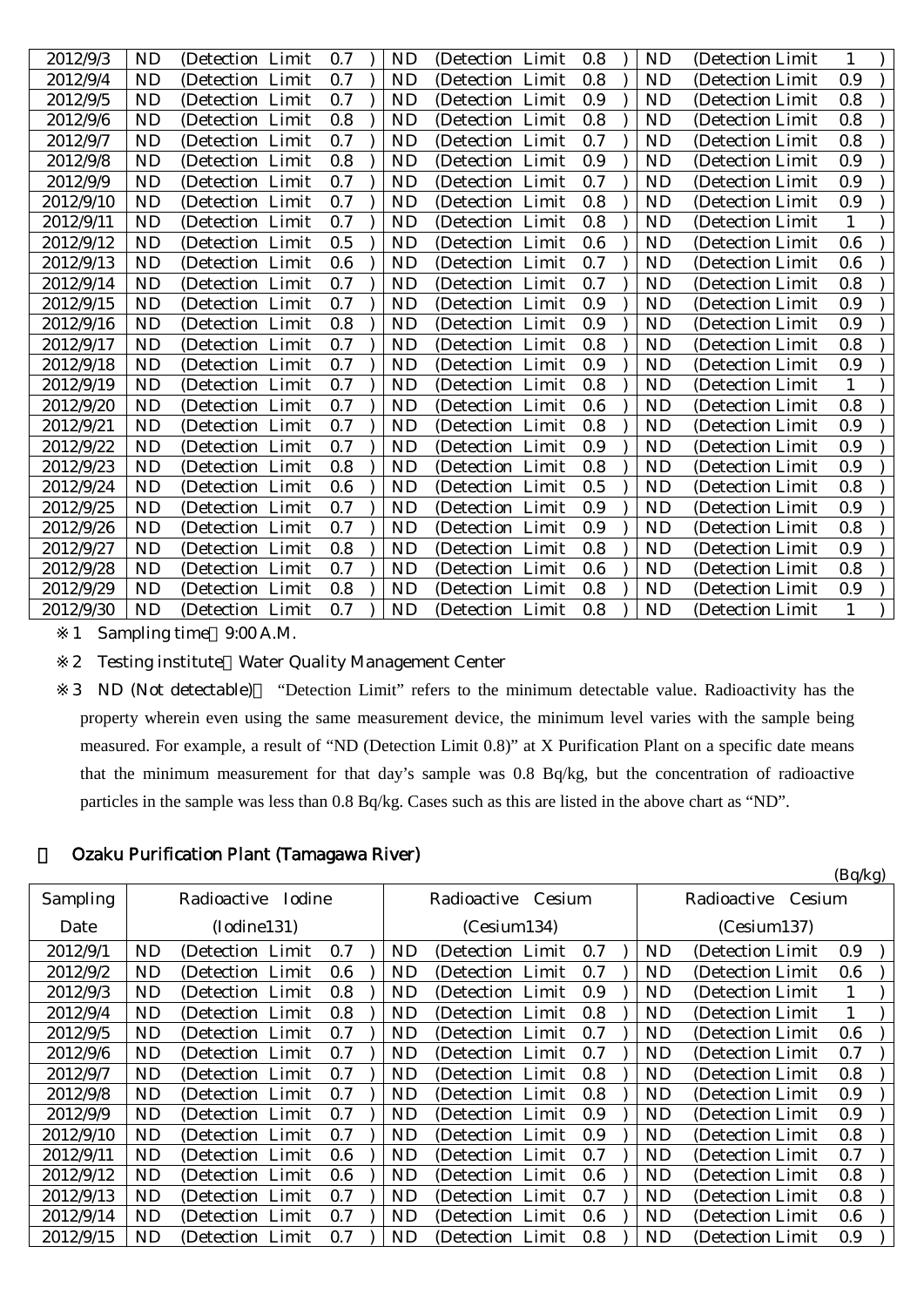| 2012/9/3 | ND | (Detection Limit 0.7 ) | ND | (Detection Limit 0.8 ) | ND | (Detection Limit 1 ) |
|---|---|---|---|---|---|---|
| 2012/9/4 | ND | (Detection Limit 0.7 ) | ND | (Detection Limit 0.8 ) | ND | (Detection Limit 0.9 ) |
| 2012/9/5 | ND | (Detection Limit 0.7 ) | ND | (Detection Limit 0.9 ) | ND | (Detection Limit 0.8 ) |
| 2012/9/6 | ND | (Detection Limit 0.8 ) | ND | (Detection Limit 0.8 ) | ND | (Detection Limit 0.8 ) |
| 2012/9/7 | ND | (Detection Limit 0.7 ) | ND | (Detection Limit 0.7 ) | ND | (Detection Limit 0.8 ) |
| 2012/9/8 | ND | (Detection Limit 0.8 ) | ND | (Detection Limit 0.9 ) | ND | (Detection Limit 0.9 ) |
| 2012/9/9 | ND | (Detection Limit 0.7 ) | ND | (Detection Limit 0.7 ) | ND | (Detection Limit 0.9 ) |
| 2012/9/10 | ND | (Detection Limit 0.7 ) | ND | (Detection Limit 0.8 ) | ND | (Detection Limit 0.9 ) |
| 2012/9/11 | ND | (Detection Limit 0.7 ) | ND | (Detection Limit 0.8 ) | ND | (Detection Limit 1 ) |
| 2012/9/12 | ND | (Detection Limit 0.5 ) | ND | (Detection Limit 0.6 ) | ND | (Detection Limit 0.6 ) |
| 2012/9/13 | ND | (Detection Limit 0.6 ) | ND | (Detection Limit 0.7 ) | ND | (Detection Limit 0.6 ) |
| 2012/9/14 | ND | (Detection Limit 0.7 ) | ND | (Detection Limit 0.7 ) | ND | (Detection Limit 0.8 ) |
| 2012/9/15 | ND | (Detection Limit 0.7 ) | ND | (Detection Limit 0.9 ) | ND | (Detection Limit 0.9 ) |
| 2012/9/16 | ND | (Detection Limit 0.8 ) | ND | (Detection Limit 0.9 ) | ND | (Detection Limit 0.9 ) |
| 2012/9/17 | ND | (Detection Limit 0.7 ) | ND | (Detection Limit 0.8 ) | ND | (Detection Limit 0.8 ) |
| 2012/9/18 | ND | (Detection Limit 0.7 ) | ND | (Detection Limit 0.9 ) | ND | (Detection Limit 0.9 ) |
| 2012/9/19 | ND | (Detection Limit 0.7 ) | ND | (Detection Limit 0.8 ) | ND | (Detection Limit 1 ) |
| 2012/9/20 | ND | (Detection Limit 0.7 ) | ND | (Detection Limit 0.6 ) | ND | (Detection Limit 0.8 ) |
| 2012/9/21 | ND | (Detection Limit 0.7 ) | ND | (Detection Limit 0.8 ) | ND | (Detection Limit 0.9 ) |
| 2012/9/22 | ND | (Detection Limit 0.7 ) | ND | (Detection Limit 0.9 ) | ND | (Detection Limit 0.9 ) |
| 2012/9/23 | ND | (Detection Limit 0.8 ) | ND | (Detection Limit 0.8 ) | ND | (Detection Limit 0.9 ) |
| 2012/9/24 | ND | (Detection Limit 0.6 ) | ND | (Detection Limit 0.5 ) | ND | (Detection Limit 0.8 ) |
| 2012/9/25 | ND | (Detection Limit 0.7 ) | ND | (Detection Limit 0.9 ) | ND | (Detection Limit 0.9 ) |
| 2012/9/26 | ND | (Detection Limit 0.7 ) | ND | (Detection Limit 0.9 ) | ND | (Detection Limit 0.8 ) |
| 2012/9/27 | ND | (Detection Limit 0.8 ) | ND | (Detection Limit 0.8 ) | ND | (Detection Limit 0.9 ) |
| 2012/9/28 | ND | (Detection Limit 0.7 ) | ND | (Detection Limit 0.6 ) | ND | (Detection Limit 0.8 ) |
| 2012/9/29 | ND | (Detection Limit 0.8 ) | ND | (Detection Limit 0.8 ) | ND | (Detection Limit 0.9 ) |
| 2012/9/30 | ND | (Detection Limit 0.7 ) | ND | (Detection Limit 0.8 ) | ND | (Detection Limit 1 ) |

※1 Sampling time：9:00 A.M.

※2 Testing institute：Water Quality Management Center

※3 ND (Not detectable)： "Detection Limit" refers to the minimum detectable value. Radioactivity has the property wherein even using the same measurement device, the minimum level varies with the sample being measured. For example, a result of "ND (Detection Limit 0.8)" at X Purification Plant on a specific date means that the minimum measurement for that day's sample was 0.8 Bq/kg, but the concentration of radioactive particles in the sample was less than 0.8 Bq/kg. Cases such as this are listed in the above chart as "ND".

## ・ Ozaku Purification Plant (Tamagawa River)

(Bq/kg)

| Sampling Date | Radioactive Iodine (Iodine131) | | Radioactive Cesium (Cesium134) | | Radioactive Cesium (Cesium137) | |
|---|---|---|---|---|---|---|
| 2012/9/1 | ND | (Detection Limit 0.7 ) | ND | (Detection Limit 0.7 ) | ND | (Detection Limit 0.9 ) |
| 2012/9/2 | ND | (Detection Limit 0.6 ) | ND | (Detection Limit 0.7 ) | ND | (Detection Limit 0.6 ) |
| 2012/9/3 | ND | (Detection Limit 0.8 ) | ND | (Detection Limit 0.9 ) | ND | (Detection Limit 1 ) |
| 2012/9/4 | ND | (Detection Limit 0.8 ) | ND | (Detection Limit 0.8 ) | ND | (Detection Limit 1 ) |
| 2012/9/5 | ND | (Detection Limit 0.7 ) | ND | (Detection Limit 0.7 ) | ND | (Detection Limit 0.6 ) |
| 2012/9/6 | ND | (Detection Limit 0.7 ) | ND | (Detection Limit 0.7 ) | ND | (Detection Limit 0.7 ) |
| 2012/9/7 | ND | (Detection Limit 0.7 ) | ND | (Detection Limit 0.8 ) | ND | (Detection Limit 0.8 ) |
| 2012/9/8 | ND | (Detection Limit 0.7 ) | ND | (Detection Limit 0.8 ) | ND | (Detection Limit 0.9 ) |
| 2012/9/9 | ND | (Detection Limit 0.7 ) | ND | (Detection Limit 0.9 ) | ND | (Detection Limit 0.9 ) |
| 2012/9/10 | ND | (Detection Limit 0.7 ) | ND | (Detection Limit 0.9 ) | ND | (Detection Limit 0.8 ) |
| 2012/9/11 | ND | (Detection Limit 0.6 ) | ND | (Detection Limit 0.7 ) | ND | (Detection Limit 0.7 ) |
| 2012/9/12 | ND | (Detection Limit 0.6 ) | ND | (Detection Limit 0.6 ) | ND | (Detection Limit 0.8 ) |
| 2012/9/13 | ND | (Detection Limit 0.7 ) | ND | (Detection Limit 0.7 ) | ND | (Detection Limit 0.8 ) |
| 2012/9/14 | ND | (Detection Limit 0.7 ) | ND | (Detection Limit 0.6 ) | ND | (Detection Limit 0.6 ) |
| 2012/9/15 | ND | (Detection Limit 0.7 ) | ND | (Detection Limit 0.8 ) | ND | (Detection Limit 0.9 ) |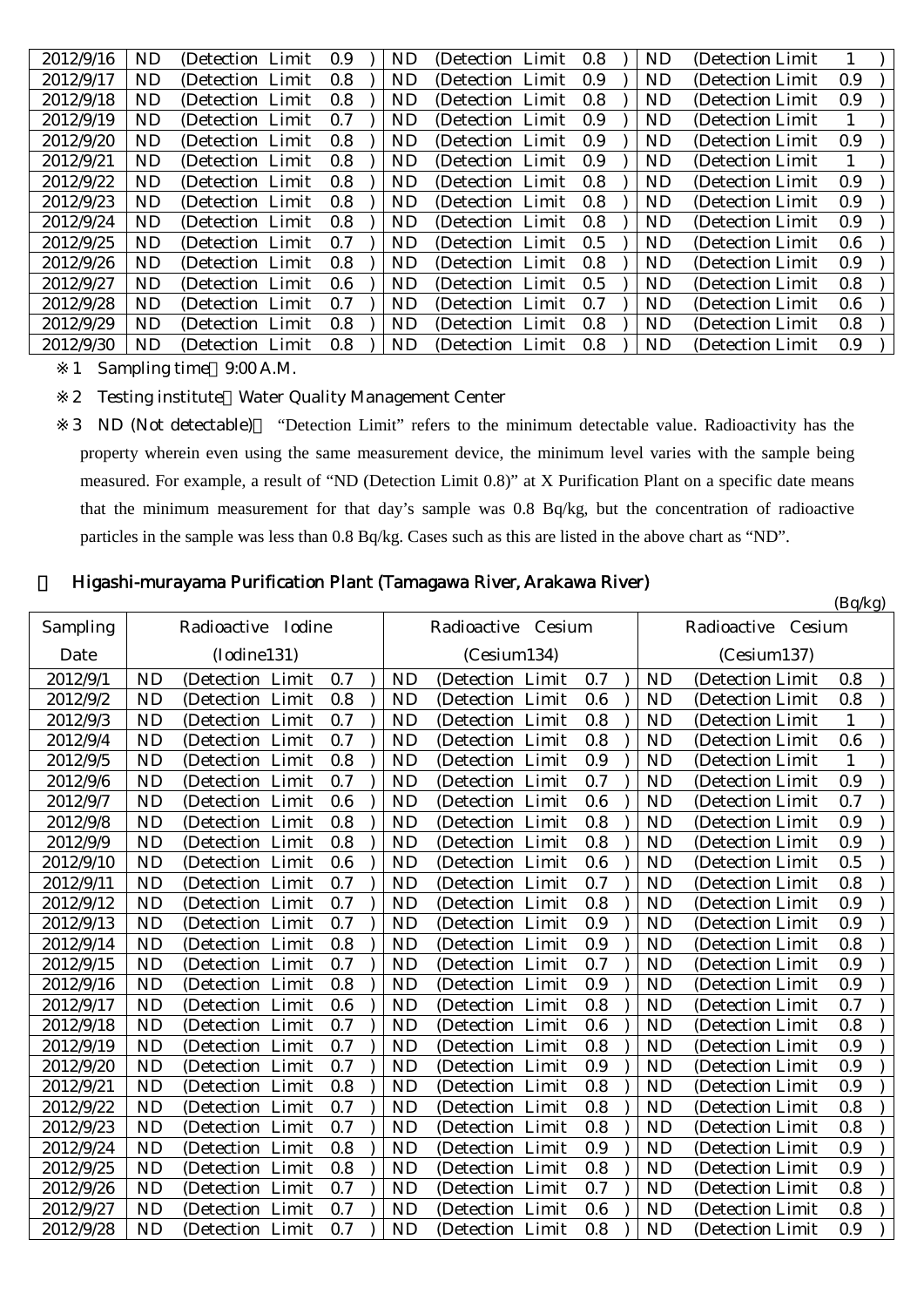| 2012/9/16 | ND (Detection Limit 0.9 ) | ND (Detection Limit 0.8 ) | ND (Detection Limit 1 ) |
|---|---|---|---|
| 2012/9/17 | ND (Detection Limit 0.8 ) | ND (Detection Limit 0.9 ) | ND (Detection Limit 0.9 ) |
| 2012/9/18 | ND (Detection Limit 0.8 ) | ND (Detection Limit 0.8 ) | ND (Detection Limit 0.9 ) |
| 2012/9/19 | ND (Detection Limit 0.7 ) | ND (Detection Limit 0.9 ) | ND (Detection Limit 1 ) |
| 2012/9/20 | ND (Detection Limit 0.8 ) | ND (Detection Limit 0.9 ) | ND (Detection Limit 0.9 ) |
| 2012/9/21 | ND (Detection Limit 0.8 ) | ND (Detection Limit 0.9 ) | ND (Detection Limit 1 ) |
| 2012/9/22 | ND (Detection Limit 0.8 ) | ND (Detection Limit 0.8 ) | ND (Detection Limit 0.9 ) |
| 2012/9/23 | ND (Detection Limit 0.8 ) | ND (Detection Limit 0.8 ) | ND (Detection Limit 0.9 ) |
| 2012/9/24 | ND (Detection Limit 0.8 ) | ND (Detection Limit 0.8 ) | ND (Detection Limit 0.9 ) |
| 2012/9/25 | ND (Detection Limit 0.7 ) | ND (Detection Limit 0.5 ) | ND (Detection Limit 0.6 ) |
| 2012/9/26 | ND (Detection Limit 0.8 ) | ND (Detection Limit 0.8 ) | ND (Detection Limit 0.9 ) |
| 2012/9/27 | ND (Detection Limit 0.6 ) | ND (Detection Limit 0.5 ) | ND (Detection Limit 0.8 ) |
| 2012/9/28 | ND (Detection Limit 0.7 ) | ND (Detection Limit 0.7 ) | ND (Detection Limit 0.6 ) |
| 2012/9/29 | ND (Detection Limit 0.8 ) | ND (Detection Limit 0.8 ) | ND (Detection Limit 0.8 ) |
| 2012/9/30 | ND (Detection Limit 0.8 ) | ND (Detection Limit 0.8 ) | ND (Detection Limit 0.9 ) |

※1 Sampling time 9:00 A.M.

※2 Testing institute Water Quality Management Center

※3 ND (Not detectable) "Detection Limit" refers to the minimum detectable value. Radioactivity has the property wherein even using the same measurement device, the minimum level varies with the sample being measured. For example, a result of "ND (Detection Limit 0.8)" at X Purification Plant on a specific date means that the minimum measurement for that day's sample was 0.8 Bq/kg, but the concentration of radioactive particles in the sample was less than 0.8 Bq/kg. Cases such as this are listed in the above chart as "ND".

## Higashi-murayama Purification Plant (Tamagawa River, Arakawa River)

(Bq/kg)

| Sampling Date | Radioactive Iodine (Iodine131) | Radioactive Cesium (Cesium134) | Radioactive Cesium (Cesium137) |
|---|---|---|---|
| 2012/9/1 | ND (Detection Limit 0.7 ) | ND (Detection Limit 0.7 ) | ND (Detection Limit 0.8 ) |
| 2012/9/2 | ND (Detection Limit 0.8 ) | ND (Detection Limit 0.6 ) | ND (Detection Limit 0.8 ) |
| 2012/9/3 | ND (Detection Limit 0.7 ) | ND (Detection Limit 0.8 ) | ND (Detection Limit 1 ) |
| 2012/9/4 | ND (Detection Limit 0.7 ) | ND (Detection Limit 0.8 ) | ND (Detection Limit 0.6 ) |
| 2012/9/5 | ND (Detection Limit 0.8 ) | ND (Detection Limit 0.9 ) | ND (Detection Limit 1 ) |
| 2012/9/6 | ND (Detection Limit 0.7 ) | ND (Detection Limit 0.7 ) | ND (Detection Limit 0.9 ) |
| 2012/9/7 | ND (Detection Limit 0.6 ) | ND (Detection Limit 0.6 ) | ND (Detection Limit 0.7 ) |
| 2012/9/8 | ND (Detection Limit 0.8 ) | ND (Detection Limit 0.8 ) | ND (Detection Limit 0.9 ) |
| 2012/9/9 | ND (Detection Limit 0.8 ) | ND (Detection Limit 0.8 ) | ND (Detection Limit 0.9 ) |
| 2012/9/10 | ND (Detection Limit 0.6 ) | ND (Detection Limit 0.6 ) | ND (Detection Limit 0.5 ) |
| 2012/9/11 | ND (Detection Limit 0.7 ) | ND (Detection Limit 0.7 ) | ND (Detection Limit 0.8 ) |
| 2012/9/12 | ND (Detection Limit 0.7 ) | ND (Detection Limit 0.8 ) | ND (Detection Limit 0.9 ) |
| 2012/9/13 | ND (Detection Limit 0.7 ) | ND (Detection Limit 0.9 ) | ND (Detection Limit 0.9 ) |
| 2012/9/14 | ND (Detection Limit 0.8 ) | ND (Detection Limit 0.9 ) | ND (Detection Limit 0.8 ) |
| 2012/9/15 | ND (Detection Limit 0.7 ) | ND (Detection Limit 0.7 ) | ND (Detection Limit 0.9 ) |
| 2012/9/16 | ND (Detection Limit 0.8 ) | ND (Detection Limit 0.9 ) | ND (Detection Limit 0.9 ) |
| 2012/9/17 | ND (Detection Limit 0.6 ) | ND (Detection Limit 0.8 ) | ND (Detection Limit 0.7 ) |
| 2012/9/18 | ND (Detection Limit 0.7 ) | ND (Detection Limit 0.6 ) | ND (Detection Limit 0.8 ) |
| 2012/9/19 | ND (Detection Limit 0.7 ) | ND (Detection Limit 0.8 ) | ND (Detection Limit 0.9 ) |
| 2012/9/20 | ND (Detection Limit 0.7 ) | ND (Detection Limit 0.9 ) | ND (Detection Limit 0.9 ) |
| 2012/9/21 | ND (Detection Limit 0.8 ) | ND (Detection Limit 0.8 ) | ND (Detection Limit 0.9 ) |
| 2012/9/22 | ND (Detection Limit 0.7 ) | ND (Detection Limit 0.8 ) | ND (Detection Limit 0.8 ) |
| 2012/9/23 | ND (Detection Limit 0.7 ) | ND (Detection Limit 0.8 ) | ND (Detection Limit 0.8 ) |
| 2012/9/24 | ND (Detection Limit 0.8 ) | ND (Detection Limit 0.9 ) | ND (Detection Limit 0.9 ) |
| 2012/9/25 | ND (Detection Limit 0.8 ) | ND (Detection Limit 0.8 ) | ND (Detection Limit 0.9 ) |
| 2012/9/26 | ND (Detection Limit 0.7 ) | ND (Detection Limit 0.7 ) | ND (Detection Limit 0.8 ) |
| 2012/9/27 | ND (Detection Limit 0.7 ) | ND (Detection Limit 0.6 ) | ND (Detection Limit 0.8 ) |
| 2012/9/28 | ND (Detection Limit 0.7 ) | ND (Detection Limit 0.8 ) | ND (Detection Limit 0.9 ) |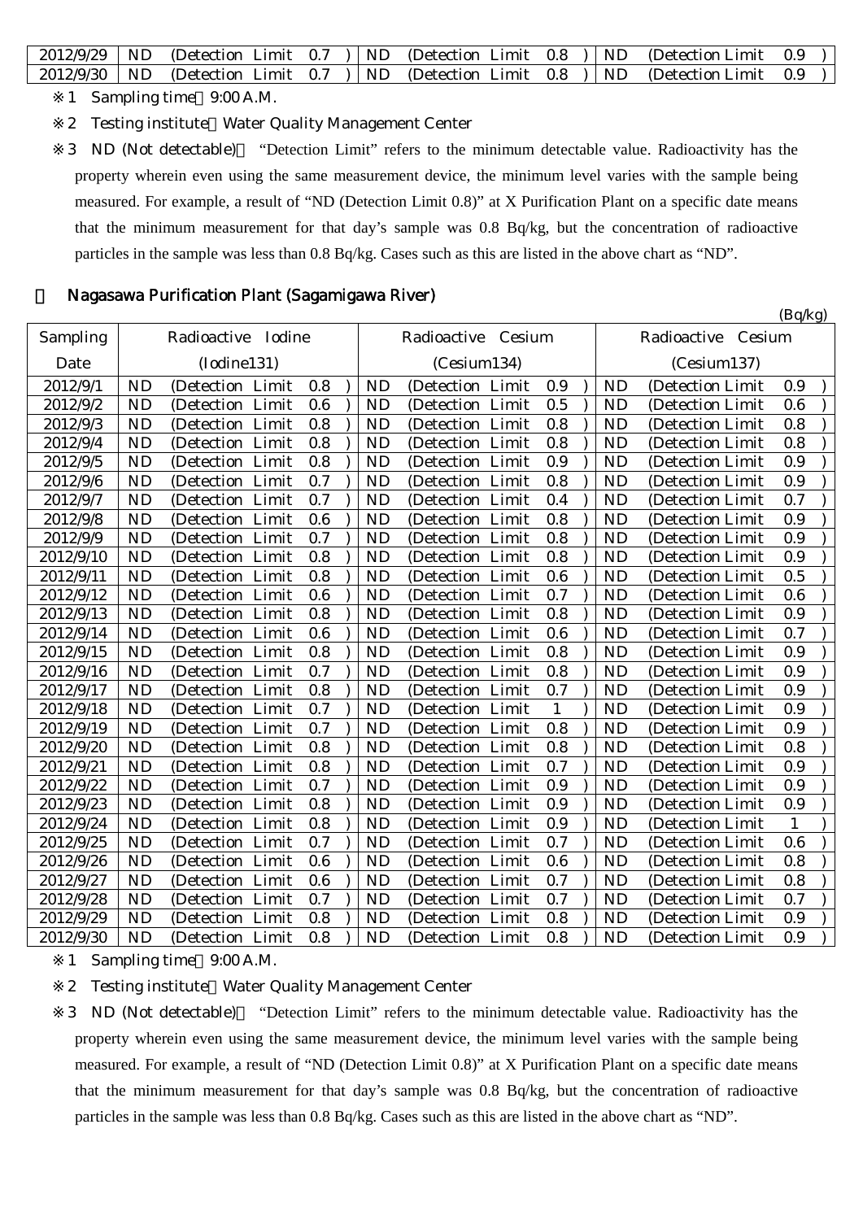| 2012/9/29 | ND (Detection Limit 0.7 ) | ND (Detection Limit 0.8 ) | ND (Detection Limit 0.9 ) |
|---|---|---|---|
| 2012/9/30 | ND (Detection Limit 0.7 ) | ND (Detection Limit 0.8 ) | ND (Detection Limit 0.9 ) |

※1 Sampling time 9:00 A.M.

※2 Testing institute Water Quality Management Center

※3 ND (Not detectable) "Detection Limit" refers to the minimum detectable value. Radioactivity has the property wherein even using the same measurement device, the minimum level varies with the sample being measured. For example, a result of "ND (Detection Limit 0.8)" at X Purification Plant on a specific date means that the minimum measurement for that day's sample was 0.8 Bq/kg, but the concentration of radioactive particles in the sample was less than 0.8 Bq/kg. Cases such as this are listed in the above chart as "ND".

## Nagasawa Purification Plant (Sagamigawa River)

(Bq/kg)

| Sampling Date | Radioactive Iodine (Iodine131) | Radioactive Cesium (Cesium134) | Radioactive Cesium (Cesium137) |
|---|---|---|---|
| 2012/9/1 | ND (Detection Limit 0.8 ) | ND (Detection Limit 0.9 ) | ND (Detection Limit 0.9 ) |
| 2012/9/2 | ND (Detection Limit 0.6 ) | ND (Detection Limit 0.5 ) | ND (Detection Limit 0.6 ) |
| 2012/9/3 | ND (Detection Limit 0.8 ) | ND (Detection Limit 0.8 ) | ND (Detection Limit 0.8 ) |
| 2012/9/4 | ND (Detection Limit 0.8 ) | ND (Detection Limit 0.8 ) | ND (Detection Limit 0.8 ) |
| 2012/9/5 | ND (Detection Limit 0.8 ) | ND (Detection Limit 0.9 ) | ND (Detection Limit 0.9 ) |
| 2012/9/6 | ND (Detection Limit 0.7 ) | ND (Detection Limit 0.8 ) | ND (Detection Limit 0.9 ) |
| 2012/9/7 | ND (Detection Limit 0.7 ) | ND (Detection Limit 0.4 ) | ND (Detection Limit 0.7 ) |
| 2012/9/8 | ND (Detection Limit 0.6 ) | ND (Detection Limit 0.8 ) | ND (Detection Limit 0.9 ) |
| 2012/9/9 | ND (Detection Limit 0.7 ) | ND (Detection Limit 0.8 ) | ND (Detection Limit 0.9 ) |
| 2012/9/10 | ND (Detection Limit 0.8 ) | ND (Detection Limit 0.8 ) | ND (Detection Limit 0.9 ) |
| 2012/9/11 | ND (Detection Limit 0.8 ) | ND (Detection Limit 0.6 ) | ND (Detection Limit 0.5 ) |
| 2012/9/12 | ND (Detection Limit 0.6 ) | ND (Detection Limit 0.7 ) | ND (Detection Limit 0.6 ) |
| 2012/9/13 | ND (Detection Limit 0.8 ) | ND (Detection Limit 0.8 ) | ND (Detection Limit 0.9 ) |
| 2012/9/14 | ND (Detection Limit 0.6 ) | ND (Detection Limit 0.6 ) | ND (Detection Limit 0.7 ) |
| 2012/9/15 | ND (Detection Limit 0.8 ) | ND (Detection Limit 0.8 ) | ND (Detection Limit 0.9 ) |
| 2012/9/16 | ND (Detection Limit 0.7 ) | ND (Detection Limit 0.8 ) | ND (Detection Limit 0.9 ) |
| 2012/9/17 | ND (Detection Limit 0.8 ) | ND (Detection Limit 0.7 ) | ND (Detection Limit 0.9 ) |
| 2012/9/18 | ND (Detection Limit 0.7 ) | ND (Detection Limit 1 ) | ND (Detection Limit 0.9 ) |
| 2012/9/19 | ND (Detection Limit 0.7 ) | ND (Detection Limit 0.8 ) | ND (Detection Limit 0.9 ) |
| 2012/9/20 | ND (Detection Limit 0.8 ) | ND (Detection Limit 0.8 ) | ND (Detection Limit 0.8 ) |
| 2012/9/21 | ND (Detection Limit 0.8 ) | ND (Detection Limit 0.7 ) | ND (Detection Limit 0.9 ) |
| 2012/9/22 | ND (Detection Limit 0.7 ) | ND (Detection Limit 0.9 ) | ND (Detection Limit 0.9 ) |
| 2012/9/23 | ND (Detection Limit 0.8 ) | ND (Detection Limit 0.9 ) | ND (Detection Limit 0.9 ) |
| 2012/9/24 | ND (Detection Limit 0.8 ) | ND (Detection Limit 0.9 ) | ND (Detection Limit 1 ) |
| 2012/9/25 | ND (Detection Limit 0.7 ) | ND (Detection Limit 0.7 ) | ND (Detection Limit 0.6 ) |
| 2012/9/26 | ND (Detection Limit 0.6 ) | ND (Detection Limit 0.6 ) | ND (Detection Limit 0.8 ) |
| 2012/9/27 | ND (Detection Limit 0.6 ) | ND (Detection Limit 0.7 ) | ND (Detection Limit 0.8 ) |
| 2012/9/28 | ND (Detection Limit 0.7 ) | ND (Detection Limit 0.7 ) | ND (Detection Limit 0.7 ) |
| 2012/9/29 | ND (Detection Limit 0.8 ) | ND (Detection Limit 0.8 ) | ND (Detection Limit 0.9 ) |
| 2012/9/30 | ND (Detection Limit 0.8 ) | ND (Detection Limit 0.8 ) | ND (Detection Limit 0.9 ) |

※1 Sampling time 9:00 A.M.

※2 Testing institute Water Quality Management Center

※3 ND (Not detectable) "Detection Limit" refers to the minimum detectable value. Radioactivity has the property wherein even using the same measurement device, the minimum level varies with the sample being measured. For example, a result of "ND (Detection Limit 0.8)" at X Purification Plant on a specific date means that the minimum measurement for that day's sample was 0.8 Bq/kg, but the concentration of radioactive particles in the sample was less than 0.8 Bq/kg. Cases such as this are listed in the above chart as "ND".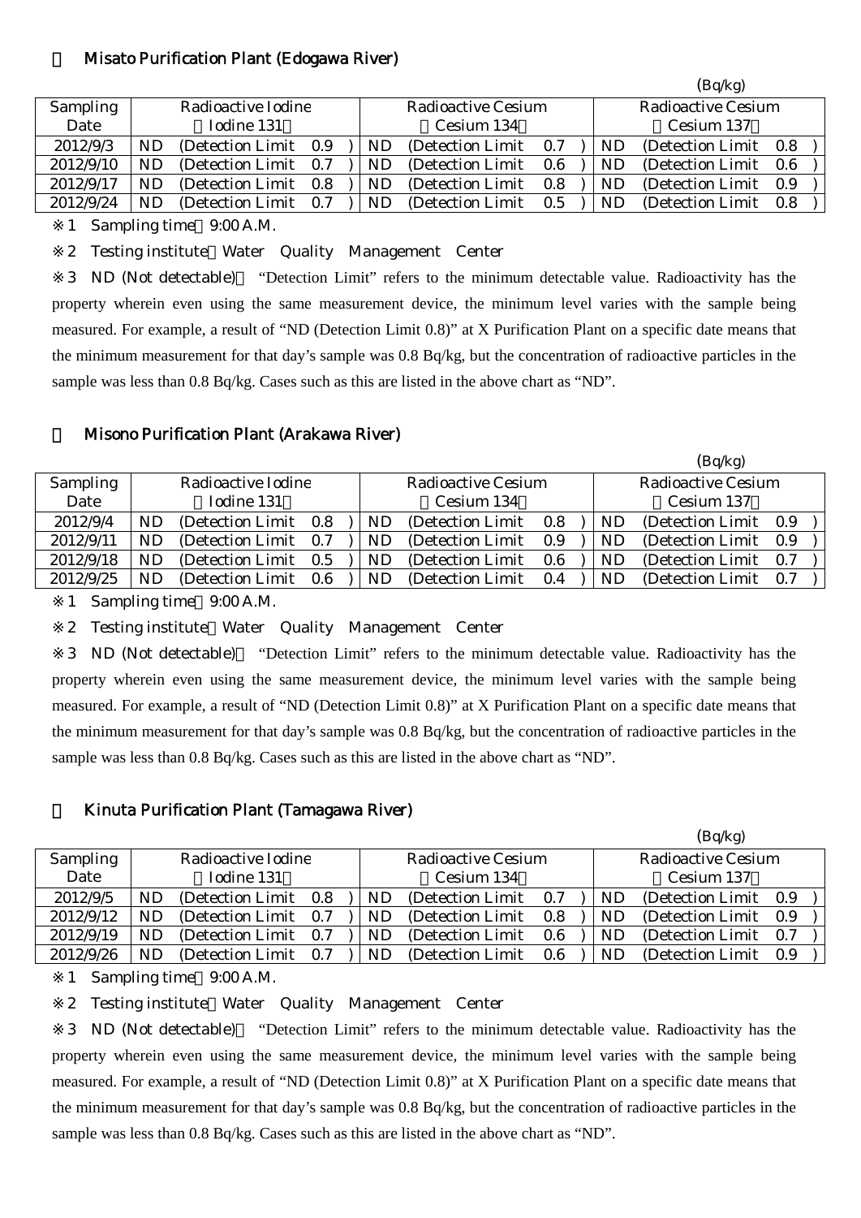## Misato Purification Plant (Edogawa River)

(Bq/kg)

| Sampling Date | Radioactive Iodine (Iodine 131) | Radioactive Cesium (Cesium 134) | Radioactive Cesium (Cesium 137) |
|---|---|---|---|
| 2012/9/3 | ND (Detection Limit 0.9 ) | ND (Detection Limit 0.7 ) | ND (Detection Limit 0.8 ) |
| 2012/9/10 | ND (Detection Limit 0.7 ) | ND (Detection Limit 0.6 ) | ND (Detection Limit 0.6 ) |
| 2012/9/17 | ND (Detection Limit 0.8 ) | ND (Detection Limit 0.8 ) | ND (Detection Limit 0.9 ) |
| 2012/9/24 | ND (Detection Limit 0.7 ) | ND (Detection Limit 0.5 ) | ND (Detection Limit 0.8 ) |

※1 Sampling time 9:00 A.M.

※2 Testing institute Water Quality Management Center

※3 ND (Not detectable) "Detection Limit" refers to the minimum detectable value. Radioactivity has the property wherein even using the same measurement device, the minimum level varies with the sample being measured. For example, a result of "ND (Detection Limit 0.8)" at X Purification Plant on a specific date means that the minimum measurement for that day's sample was 0.8 Bq/kg, but the concentration of radioactive particles in the sample was less than 0.8 Bq/kg. Cases such as this are listed in the above chart as "ND".

## Misono Purification Plant (Arakawa River)

(Bq/kg)

| Sampling Date | Radioactive Iodine (Iodine 131) | Radioactive Cesium (Cesium 134) | Radioactive Cesium (Cesium 137) |
|---|---|---|---|
| 2012/9/4 | ND (Detection Limit 0.8 ) | ND (Detection Limit 0.8 ) | ND (Detection Limit 0.9 ) |
| 2012/9/11 | ND (Detection Limit 0.7 ) | ND (Detection Limit 0.9 ) | ND (Detection Limit 0.9 ) |
| 2012/9/18 | ND (Detection Limit 0.5 ) | ND (Detection Limit 0.6 ) | ND (Detection Limit 0.7 ) |
| 2012/9/25 | ND (Detection Limit 0.6 ) | ND (Detection Limit 0.4 ) | ND (Detection Limit 0.7 ) |

※1 Sampling time 9:00 A.M.

※2 Testing institute Water Quality Management Center

※3 ND (Not detectable) "Detection Limit" refers to the minimum detectable value. Radioactivity has the property wherein even using the same measurement device, the minimum level varies with the sample being measured. For example, a result of "ND (Detection Limit 0.8)" at X Purification Plant on a specific date means that the minimum measurement for that day's sample was 0.8 Bq/kg, but the concentration of radioactive particles in the sample was less than 0.8 Bq/kg. Cases such as this are listed in the above chart as "ND".

## Kinuta Purification Plant (Tamagawa River)

(Bq/kg)

| Sampling Date | Radioactive Iodine (Iodine 131) | Radioactive Cesium (Cesium 134) | Radioactive Cesium (Cesium 137) |
|---|---|---|---|
| 2012/9/5 | ND (Detection Limit 0.8 ) | ND (Detection Limit 0.7 ) | ND (Detection Limit 0.9 ) |
| 2012/9/12 | ND (Detection Limit 0.7 ) | ND (Detection Limit 0.8 ) | ND (Detection Limit 0.9 ) |
| 2012/9/19 | ND (Detection Limit 0.7 ) | ND (Detection Limit 0.6 ) | ND (Detection Limit 0.7 ) |
| 2012/9/26 | ND (Detection Limit 0.7 ) | ND (Detection Limit 0.6 ) | ND (Detection Limit 0.9 ) |

※1 Sampling time 9:00 A.M.

※2 Testing institute Water Quality Management Center

※3 ND (Not detectable) "Detection Limit" refers to the minimum detectable value. Radioactivity has the property wherein even using the same measurement device, the minimum level varies with the sample being measured. For example, a result of "ND (Detection Limit 0.8)" at X Purification Plant on a specific date means that the minimum measurement for that day's sample was 0.8 Bq/kg, but the concentration of radioactive particles in the sample was less than 0.8 Bq/kg. Cases such as this are listed in the above chart as "ND".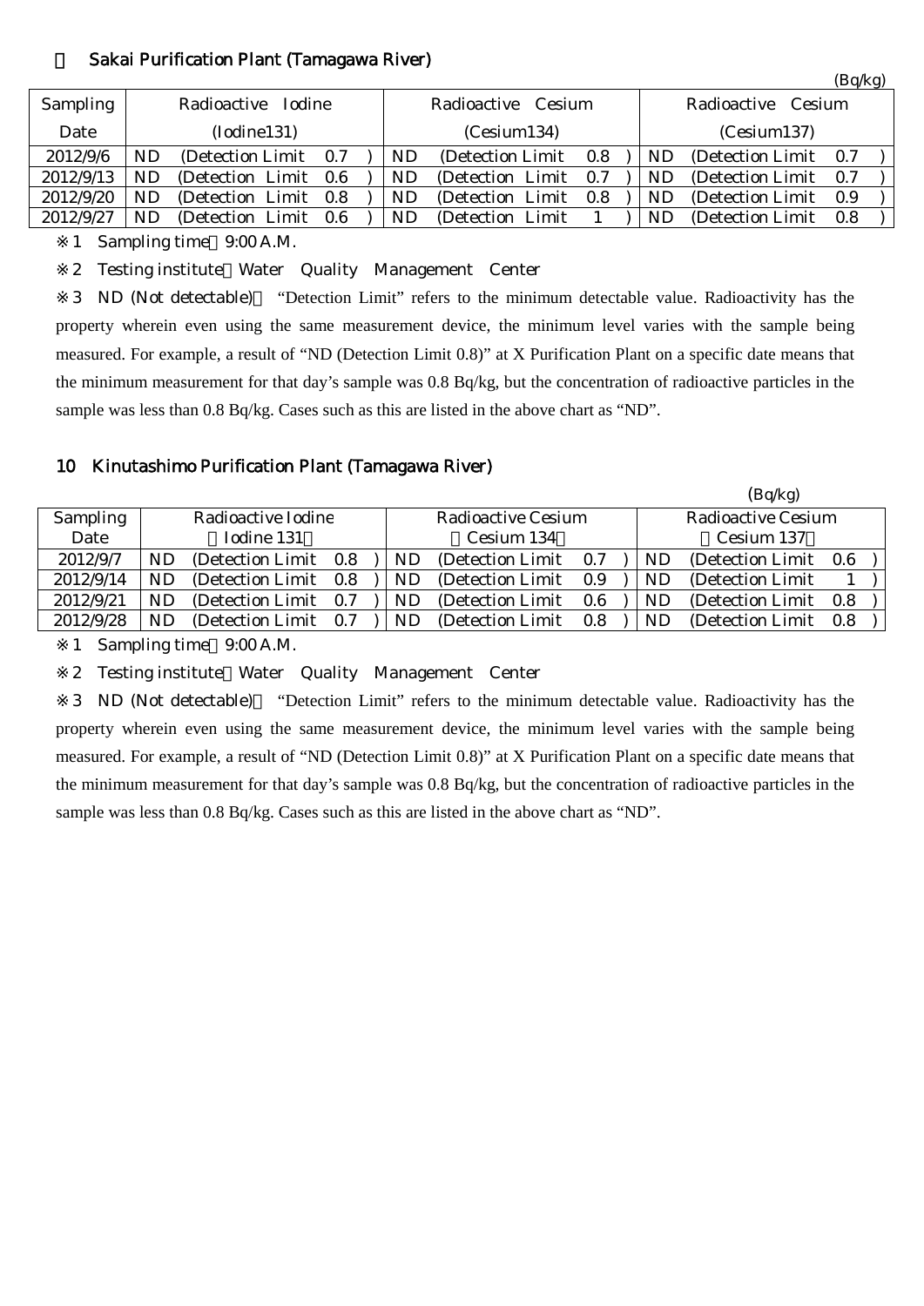## 9 Sakai Purification Plant (Tamagawa River)

(Bq/kg)

| Sampling Date | Radioactive Iodine (Iodine131) | Radioactive Cesium (Cesium134) | Radioactive Cesium (Cesium137) |
|---|---|---|---|
| 2012/9/6 | ND (Detection Limit 0.7 ) | ND (Detection Limit 0.8 ) | ND (Detection Limit 0.7 ) |
| 2012/9/13 | ND (Detection Limit 0.6 ) | ND (Detection Limit 0.7 ) | ND (Detection Limit 0.7 ) |
| 2012/9/20 | ND (Detection Limit 0.8 ) | ND (Detection Limit 0.8 ) | ND (Detection Limit 0.9 ) |
| 2012/9/27 | ND (Detection Limit 0.6 ) | ND (Detection Limit 1 ) | ND (Detection Limit 0.8 ) |

※1 Sampling time 9:00 A.M.

※2 Testing institute Water Quality Management Center

※3 ND (Not detectable) "Detection Limit" refers to the minimum detectable value. Radioactivity has the property wherein even using the same measurement device, the minimum level varies with the sample being measured. For example, a result of "ND (Detection Limit 0.8)" at X Purification Plant on a specific date means that the minimum measurement for that day's sample was 0.8 Bq/kg, but the concentration of radioactive particles in the sample was less than 0.8 Bq/kg. Cases such as this are listed in the above chart as "ND".

## 10 Kinutashimo Purification Plant (Tamagawa River)

(Bq/kg)

| Sampling Date | Radioactive Iodine (Iodine 131) | Radioactive Cesium (Cesium 134) | Radioactive Cesium (Cesium 137) |
|---|---|---|---|
| 2012/9/7 | ND (Detection Limit 0.8 ) | ND (Detection Limit 0.7 ) | ND (Detection Limit 0.6 ) |
| 2012/9/14 | ND (Detection Limit 0.8 ) | ND (Detection Limit 0.9 ) | ND (Detection Limit 1 ) |
| 2012/9/21 | ND (Detection Limit 0.7 ) | ND (Detection Limit 0.6 ) | ND (Detection Limit 0.8 ) |
| 2012/9/28 | ND (Detection Limit 0.7 ) | ND (Detection Limit 0.8 ) | ND (Detection Limit 0.8 ) |

※1 Sampling time 9:00 A.M.

※2 Testing institute Water Quality Management Center

※3 ND (Not detectable) "Detection Limit" refers to the minimum detectable value. Radioactivity has the property wherein even using the same measurement device, the minimum level varies with the sample being measured. For example, a result of "ND (Detection Limit 0.8)" at X Purification Plant on a specific date means that the minimum measurement for that day's sample was 0.8 Bq/kg, but the concentration of radioactive particles in the sample was less than 0.8 Bq/kg. Cases such as this are listed in the above chart as "ND".